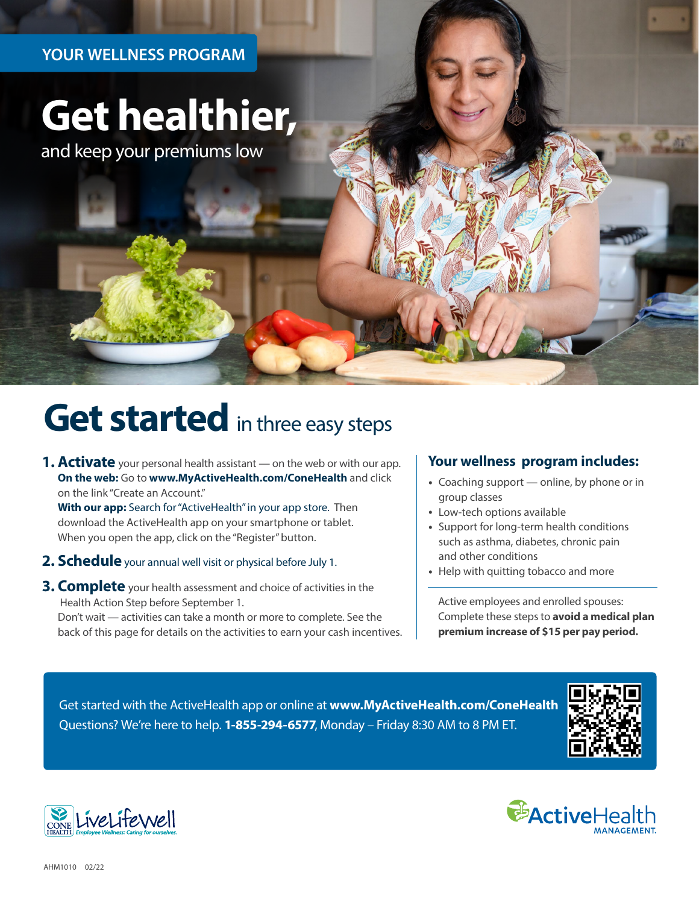YOUR WELLNESS PROGRAM

# Get healthier,

and keep your premiums low

# Get started in three easy steps

1. **Activate** your personal health assistant — on the web or with our app.
   **On the web:** Go to **www.MyActiveHealth.com/ConeHealth** and click on the link "Create an Account."
   **With our app:** Search for "ActiveHealth" in your app store. Then download the ActiveHealth app on your smartphone or tablet. When you open the app, click on the "Register" button.
2. **Schedule** your annual well visit or physical before July 1.
3. **Complete** your health assessment and choice of activities in the Health Action Step before September 1.
   Don't wait — activities can take a month or more to complete. See the back of this page for details on the activities to earn your cash incentives.

## Your wellness program includes:

- Coaching support — online, by phone or in group classes
- Low-tech options available
- Support for long-term health conditions such as asthma, diabetes, chronic pain and other conditions
- Help with quitting tobacco and more

Active employees and enrolled spouses: Complete these steps to **avoid a medical plan premium increase of $15 per pay period.**

Get started with the ActiveHealth app or online at **www.MyActiveHealth.com/ConeHealth**
Questions? We're here to help. **1-855-294-6577**, Monday – Friday 8:30 AM to 8 PM ET.

CONE HEALTH LiveLifeWell *Employee Wellness: Caring for ourselves.*

ActiveHealth MANAGEMENT.

AHM1010 02/22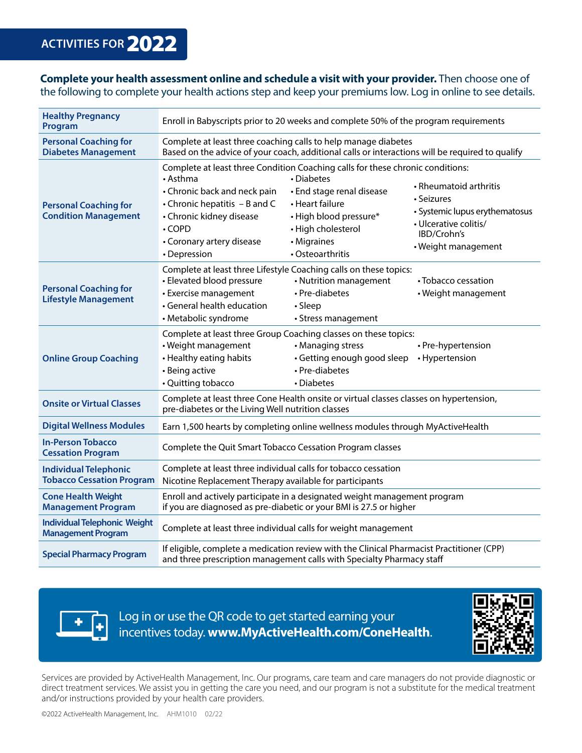# ACTIVITIES FOR 2022

**Complete your health assessment online and schedule a visit with your provider.** Then choose one of the following to complete your health actions step and keep your premiums low. Log in online to see details.

| | |
|---|---|
| **Healthy Pregnancy Program** | Enroll in Babyscripts prior to 20 weeks and complete 50% of the program requirements |
| **Personal Coaching for Diabetes Management** | Complete at least three coaching calls to help manage diabetes<br>Based on the advice of your coach, additional calls or interactions will be required to qualify |
| **Personal Coaching for Condition Management** | Complete at least three Condition Coaching calls for these chronic conditions:<br>• Asthma<br>• Chronic back and neck pain<br>• Chronic hepatitis – B and C<br>• Chronic kidney disease<br>• COPD<br>• Coronary artery disease<br>• Depression<br>• Diabetes<br>• End stage renal disease<br>• Heart failure<br>• High blood pressure*<br>• High cholesterol<br>• Migraines<br>• Osteoarthritis<br>• Rheumatoid arthritis<br>• Seizures<br>• Systemic lupus erythematosus<br>• Ulcerative colitis/ IBD/Crohn's<br>• Weight management |
| **Personal Coaching for Lifestyle Management** | Complete at least three Lifestyle Coaching calls on these topics:<br>• Elevated blood pressure<br>• Exercise management<br>• General health education<br>• Metabolic syndrome<br>• Nutrition management<br>• Pre-diabetes<br>• Sleep<br>• Stress management<br>• Tobacco cessation<br>• Weight management |
| **Online Group Coaching** | Complete at least three Group Coaching classes on these topics:<br>• Weight management<br>• Healthy eating habits<br>• Being active<br>• Quitting tobacco<br>• Managing stress<br>• Getting enough good sleep<br>• Pre-diabetes<br>• Diabetes<br>• Pre-hypertension<br>• Hypertension |
| **Onsite or Virtual Classes** | Complete at least three Cone Health onsite or virtual classes classes on hypertension, pre-diabetes or the Living Well nutrition classes |
| **Digital Wellness Modules** | Earn 1,500 hearts by completing online wellness modules through MyActiveHealth |
| **In-Person Tobacco Cessation Program** | Complete the Quit Smart Tobacco Cessation Program classes |
| **Individual Telephonic Tobacco Cessation Program** | Complete at least three individual calls for tobacco cessation<br>Nicotine Replacement Therapy available for participants |
| **Cone Health Weight Management Program** | Enroll and actively participate in a designated weight management program if you are diagnosed as pre-diabetic or your BMI is 27.5 or higher |
| **Individual Telephonic Weight Management Program** | Complete at least three individual calls for weight management |
| **Special Pharmacy Program** | If eligible, complete a medication review with the Clinical Pharmacist Practitioner (CPP) and three prescription management calls with Specialty Pharmacy staff |

Log in or use the QR code to get started earning your incentives today. **www.MyActiveHealth.com/ConeHealth**.

Services are provided by ActiveHealth Management, Inc. Our programs, care team and care managers do not provide diagnostic or direct treatment services. We assist you in getting the care you need, and our program is not a substitute for the medical treatment and/or instructions provided by your health care providers.

©2022 ActiveHealth Management, Inc. AHM1010 02/22